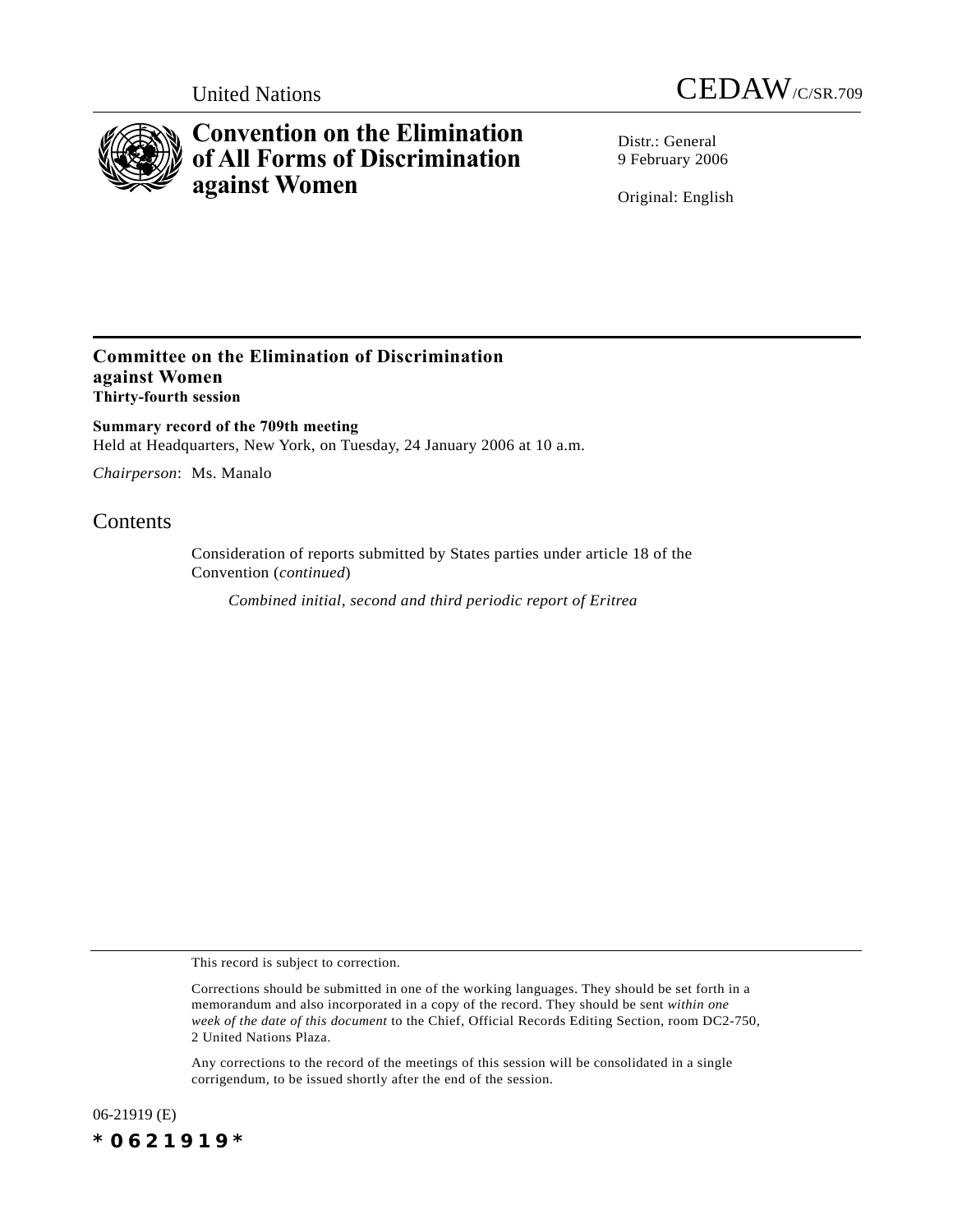United Nations

CEDAW/C/SR.709

# Convention on the Elimination of All Forms of Discrimination against Women

Distr.: General
9 February 2006

Original: English

## Committee on the Elimination of Discrimination against Women

**Thirty-fourth session**

**Summary record of the 709th meeting**

Held at Headquarters, New York, on Tuesday, 24 January 2006 at 10 a.m.

*Chairperson*: Ms. Manalo

## Contents

Consideration of reports submitted by States parties under article 18 of the Convention (*continued*)

*Combined initial, second and third periodic report of Eritrea*

This record is subject to correction.

Corrections should be submitted in one of the working languages. They should be set forth in a memorandum and also incorporated in a copy of the record. They should be sent *within one week of the date of this document* to the Chief, Official Records Editing Section, room DC2-750, 2 United Nations Plaza.

Any corrections to the record of the meetings of this session will be consolidated in a single corrigendum, to be issued shortly after the end of the session.

06-21919 (E)

*0621919*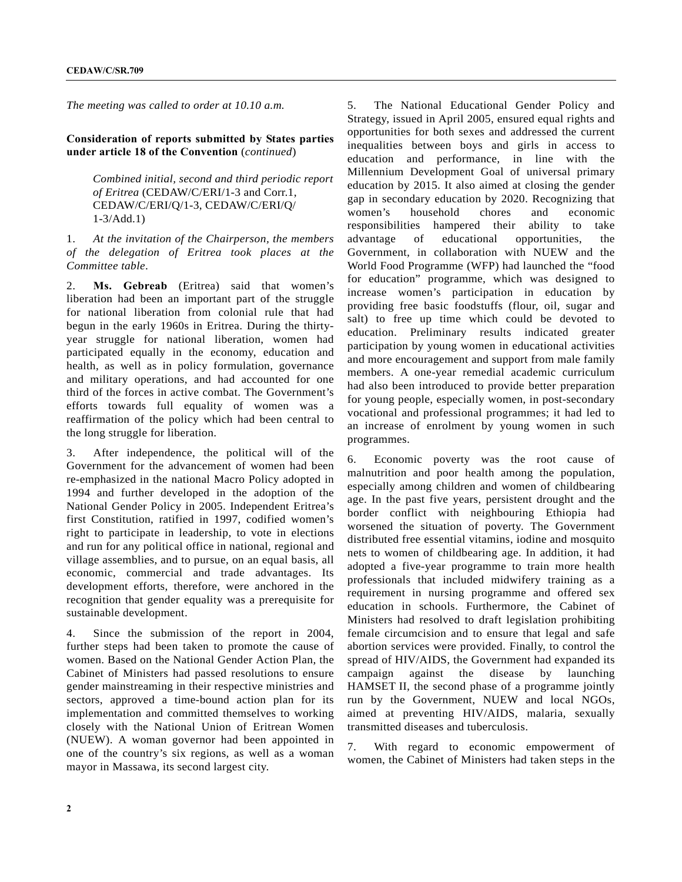*The meeting was called to order at 10.10 a.m.*

**Consideration of reports submitted by States parties under article 18 of the Convention** (*continued*)

*Combined initial, second and third periodic report of Eritrea* (CEDAW/C/ERI/1-3 and Corr.1, CEDAW/C/ERI/Q/1-3, CEDAW/C/ERI/Q/1-3/Add.1)

1. *At the invitation of the Chairperson, the members of the delegation of Eritrea took places at the Committee table*.

2. **Ms. Gebreab** (Eritrea) said that women's liberation had been an important part of the struggle for national liberation from colonial rule that had begun in the early 1960s in Eritrea. During the thirty-year struggle for national liberation, women had participated equally in the economy, education and health, as well as in policy formulation, governance and military operations, and had accounted for one third of the forces in active combat. The Government's efforts towards full equality of women was a reaffirmation of the policy which had been central to the long struggle for liberation.

3. After independence, the political will of the Government for the advancement of women had been re-emphasized in the national Macro Policy adopted in 1994 and further developed in the adoption of the National Gender Policy in 2005. Independent Eritrea's first Constitution, ratified in 1997, codified women's right to participate in leadership, to vote in elections and run for any political office in national, regional and village assemblies, and to pursue, on an equal basis, all economic, commercial and trade advantages. Its development efforts, therefore, were anchored in the recognition that gender equality was a prerequisite for sustainable development.

4. Since the submission of the report in 2004, further steps had been taken to promote the cause of women. Based on the National Gender Action Plan, the Cabinet of Ministers had passed resolutions to ensure gender mainstreaming in their respective ministries and sectors, approved a time-bound action plan for its implementation and committed themselves to working closely with the National Union of Eritrean Women (NUEW). A woman governor had been appointed in one of the country's six regions, as well as a woman mayor in Massawa, its second largest city.

5. The National Educational Gender Policy and Strategy, issued in April 2005, ensured equal rights and opportunities for both sexes and addressed the current inequalities between boys and girls in access to education and performance, in line with the Millennium Development Goal of universal primary education by 2015. It also aimed at closing the gender gap in secondary education by 2020. Recognizing that women's household chores and economic responsibilities hampered their ability to take advantage of educational opportunities, the Government, in collaboration with NUEW and the World Food Programme (WFP) had launched the "food for education" programme, which was designed to increase women's participation in education by providing free basic foodstuffs (flour, oil, sugar and salt) to free up time which could be devoted to education. Preliminary results indicated greater participation by young women in educational activities and more encouragement and support from male family members. A one-year remedial academic curriculum had also been introduced to provide better preparation for young people, especially women, in post-secondary vocational and professional programmes; it had led to an increase of enrolment by young women in such programmes.

6. Economic poverty was the root cause of malnutrition and poor health among the population, especially among children and women of childbearing age. In the past five years, persistent drought and the border conflict with neighbouring Ethiopia had worsened the situation of poverty. The Government distributed free essential vitamins, iodine and mosquito nets to women of childbearing age. In addition, it had adopted a five-year programme to train more health professionals that included midwifery training as a requirement in nursing programme and offered sex education in schools. Furthermore, the Cabinet of Ministers had resolved to draft legislation prohibiting female circumcision and to ensure that legal and safe abortion services were provided. Finally, to control the spread of HIV/AIDS, the Government had expanded its campaign against the disease by launching HAMSET II, the second phase of a programme jointly run by the Government, NUEW and local NGOs, aimed at preventing HIV/AIDS, malaria, sexually transmitted diseases and tuberculosis.

7. With regard to economic empowerment of women, the Cabinet of Ministers had taken steps in the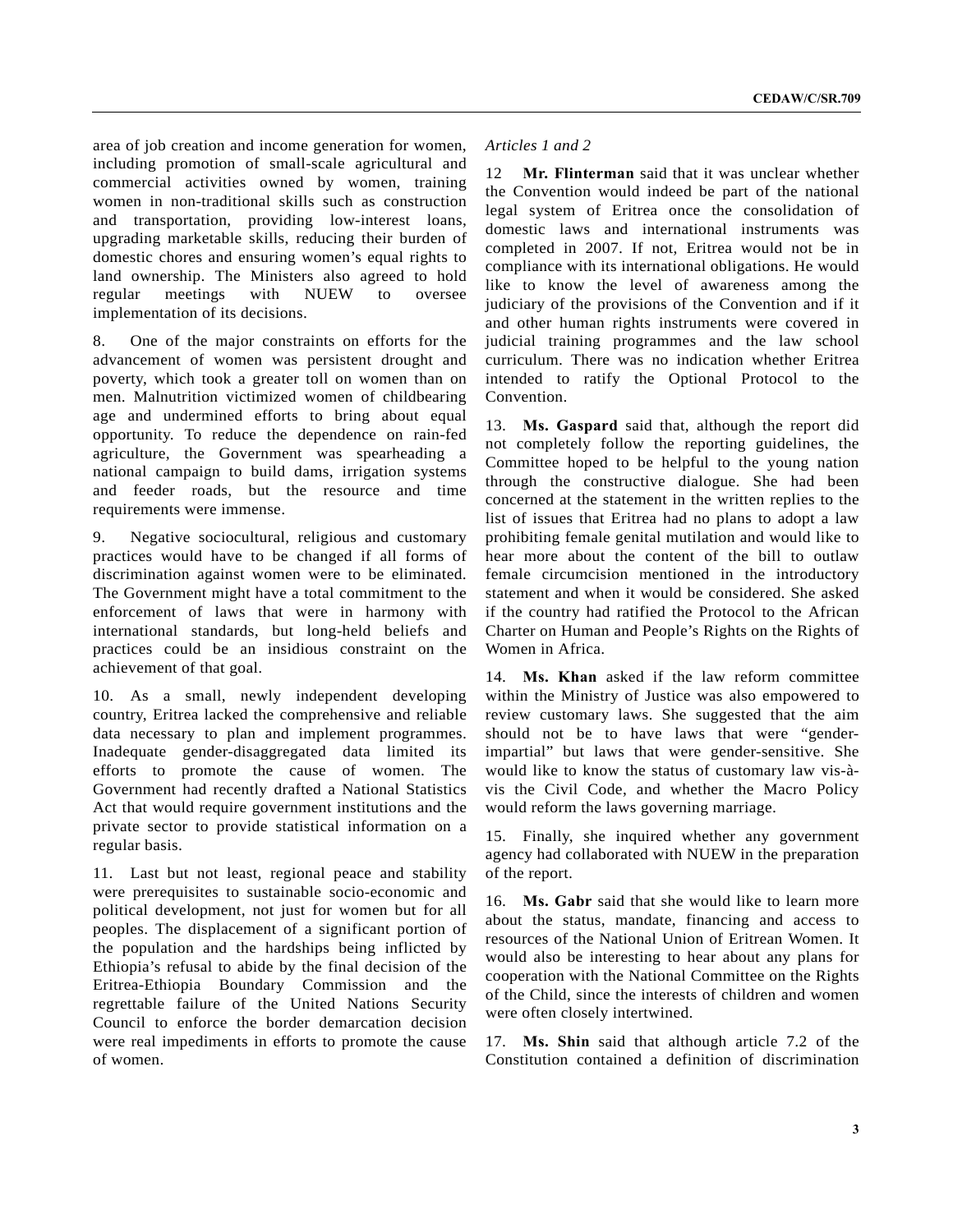area of job creation and income generation for women, including promotion of small-scale agricultural and commercial activities owned by women, training women in non-traditional skills such as construction and transportation, providing low-interest loans, upgrading marketable skills, reducing their burden of domestic chores and ensuring women's equal rights to land ownership. The Ministers also agreed to hold regular meetings with NUEW to oversee implementation of its decisions.

8. One of the major constraints on efforts for the advancement of women was persistent drought and poverty, which took a greater toll on women than on men. Malnutrition victimized women of childbearing age and undermined efforts to bring about equal opportunity. To reduce the dependence on rain-fed agriculture, the Government was spearheading a national campaign to build dams, irrigation systems and feeder roads, but the resource and time requirements were immense.

9. Negative sociocultural, religious and customary practices would have to be changed if all forms of discrimination against women were to be eliminated. The Government might have a total commitment to the enforcement of laws that were in harmony with international standards, but long-held beliefs and practices could be an insidious constraint on the achievement of that goal.

10. As a small, newly independent developing country, Eritrea lacked the comprehensive and reliable data necessary to plan and implement programmes. Inadequate gender-disaggregated data limited its efforts to promote the cause of women. The Government had recently drafted a National Statistics Act that would require government institutions and the private sector to provide statistical information on a regular basis.

11. Last but not least, regional peace and stability were prerequisites to sustainable socio-economic and political development, not just for women but for all peoples. The displacement of a significant portion of the population and the hardships being inflicted by Ethiopia's refusal to abide by the final decision of the Eritrea-Ethiopia Boundary Commission and the regrettable failure of the United Nations Security Council to enforce the border demarcation decision were real impediments in efforts to promote the cause of women.

*Articles 1 and 2*

12 **Mr. Flinterman** said that it was unclear whether the Convention would indeed be part of the national legal system of Eritrea once the consolidation of domestic laws and international instruments was completed in 2007. If not, Eritrea would not be in compliance with its international obligations. He would like to know the level of awareness among the judiciary of the provisions of the Convention and if it and other human rights instruments were covered in judicial training programmes and the law school curriculum. There was no indication whether Eritrea intended to ratify the Optional Protocol to the Convention.

13. **Ms. Gaspard** said that, although the report did not completely follow the reporting guidelines, the Committee hoped to be helpful to the young nation through the constructive dialogue. She had been concerned at the statement in the written replies to the list of issues that Eritrea had no plans to adopt a law prohibiting female genital mutilation and would like to hear more about the content of the bill to outlaw female circumcision mentioned in the introductory statement and when it would be considered. She asked if the country had ratified the Protocol to the African Charter on Human and People's Rights on the Rights of Women in Africa.

14. **Ms. Khan** asked if the law reform committee within the Ministry of Justice was also empowered to review customary laws. She suggested that the aim should not be to have laws that were "gender-impartial" but laws that were gender-sensitive. She would like to know the status of customary law vis-à-vis the Civil Code, and whether the Macro Policy would reform the laws governing marriage.

15. Finally, she inquired whether any government agency had collaborated with NUEW in the preparation of the report.

16. **Ms. Gabr** said that she would like to learn more about the status, mandate, financing and access to resources of the National Union of Eritrean Women. It would also be interesting to hear about any plans for cooperation with the National Committee on the Rights of the Child, since the interests of children and women were often closely intertwined.

17. **Ms. Shin** said that although article 7.2 of the Constitution contained a definition of discrimination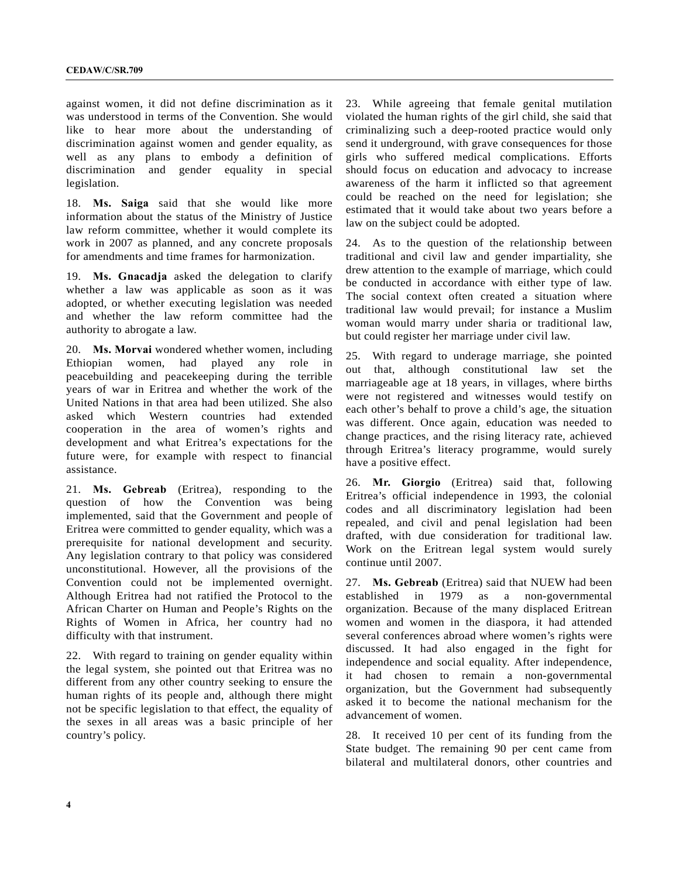against women, it did not define discrimination as it was understood in terms of the Convention. She would like to hear more about the understanding of discrimination against women and gender equality, as well as any plans to embody a definition of discrimination and gender equality in special legislation.

18. **Ms. Saiga** said that she would like more information about the status of the Ministry of Justice law reform committee, whether it would complete its work in 2007 as planned, and any concrete proposals for amendments and time frames for harmonization.

19. **Ms. Gnacadja** asked the delegation to clarify whether a law was applicable as soon as it was adopted, or whether executing legislation was needed and whether the law reform committee had the authority to abrogate a law.

20. **Ms. Morvai** wondered whether women, including Ethiopian women, had played any role in peacebuilding and peacekeeping during the terrible years of war in Eritrea and whether the work of the United Nations in that area had been utilized. She also asked which Western countries had extended cooperation in the area of women's rights and development and what Eritrea's expectations for the future were, for example with respect to financial assistance.

21. **Ms. Gebreab** (Eritrea), responding to the question of how the Convention was being implemented, said that the Government and people of Eritrea were committed to gender equality, which was a prerequisite for national development and security. Any legislation contrary to that policy was considered unconstitutional. However, all the provisions of the Convention could not be implemented overnight. Although Eritrea had not ratified the Protocol to the African Charter on Human and People's Rights on the Rights of Women in Africa, her country had no difficulty with that instrument.

22. With regard to training on gender equality within the legal system, she pointed out that Eritrea was no different from any other country seeking to ensure the human rights of its people and, although there might not be specific legislation to that effect, the equality of the sexes in all areas was a basic principle of her country's policy.

23. While agreeing that female genital mutilation violated the human rights of the girl child, she said that criminalizing such a deep-rooted practice would only send it underground, with grave consequences for those girls who suffered medical complications. Efforts should focus on education and advocacy to increase awareness of the harm it inflicted so that agreement could be reached on the need for legislation; she estimated that it would take about two years before a law on the subject could be adopted.

24. As to the question of the relationship between traditional and civil law and gender impartiality, she drew attention to the example of marriage, which could be conducted in accordance with either type of law. The social context often created a situation where traditional law would prevail; for instance a Muslim woman would marry under sharia or traditional law, but could register her marriage under civil law.

25. With regard to underage marriage, she pointed out that, although constitutional law set the marriageable age at 18 years, in villages, where births were not registered and witnesses would testify on each other's behalf to prove a child's age, the situation was different. Once again, education was needed to change practices, and the rising literacy rate, achieved through Eritrea's literacy programme, would surely have a positive effect.

26. **Mr. Giorgio** (Eritrea) said that, following Eritrea's official independence in 1993, the colonial codes and all discriminatory legislation had been repealed, and civil and penal legislation had been drafted, with due consideration for traditional law. Work on the Eritrean legal system would surely continue until 2007.

27. **Ms. Gebreab** (Eritrea) said that NUEW had been established in 1979 as a non-governmental organization. Because of the many displaced Eritrean women and women in the diaspora, it had attended several conferences abroad where women's rights were discussed. It had also engaged in the fight for independence and social equality. After independence, it had chosen to remain a non-governmental organization, but the Government had subsequently asked it to become the national mechanism for the advancement of women.

28. It received 10 per cent of its funding from the State budget. The remaining 90 per cent came from bilateral and multilateral donors, other countries and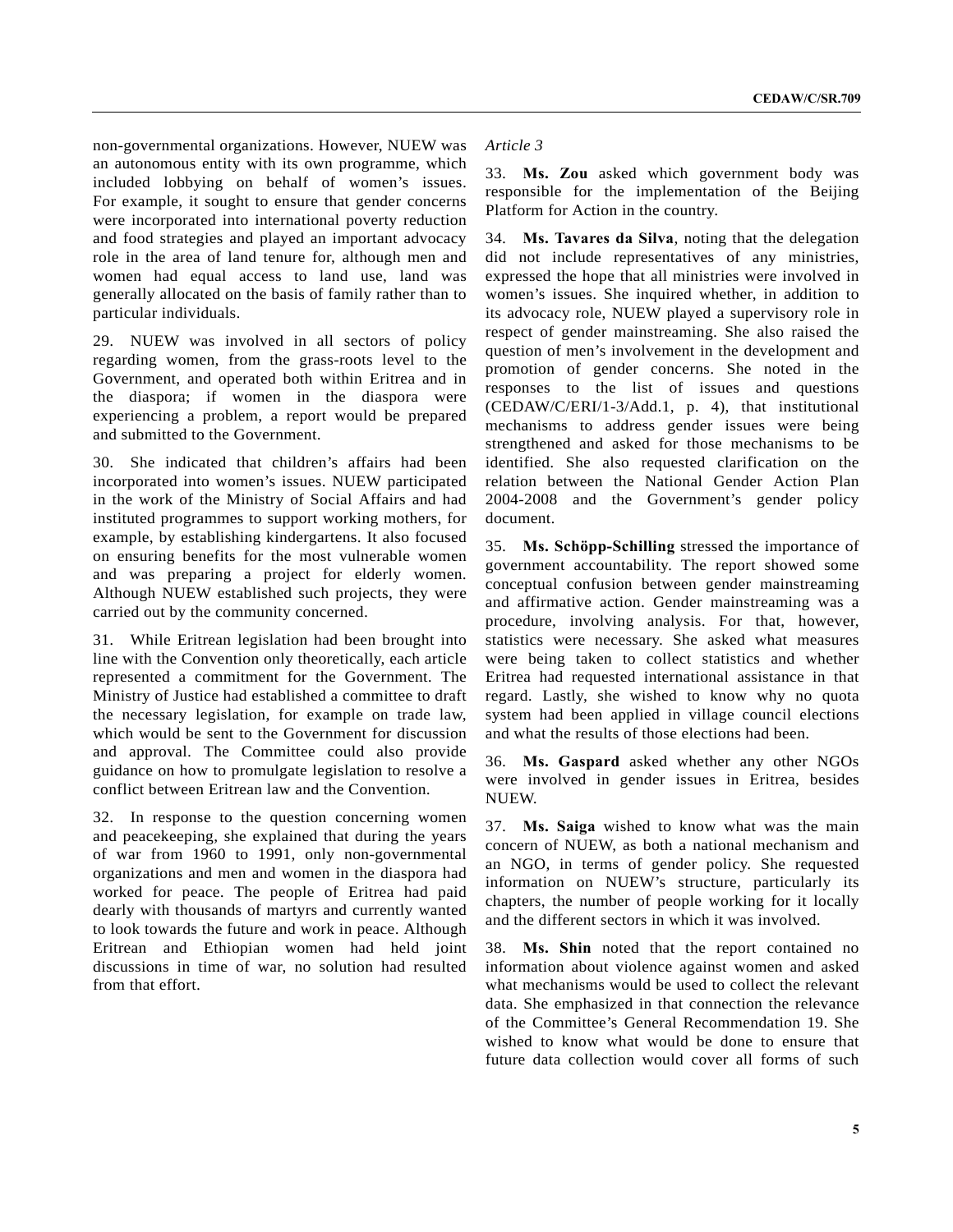non-governmental organizations. However, NUEW was an autonomous entity with its own programme, which included lobbying on behalf of women's issues. For example, it sought to ensure that gender concerns were incorporated into international poverty reduction and food strategies and played an important advocacy role in the area of land tenure for, although men and women had equal access to land use, land was generally allocated on the basis of family rather than to particular individuals.

29. NUEW was involved in all sectors of policy regarding women, from the grass-roots level to the Government, and operated both within Eritrea and in the diaspora; if women in the diaspora were experiencing a problem, a report would be prepared and submitted to the Government.

30. She indicated that children's affairs had been incorporated into women's issues. NUEW participated in the work of the Ministry of Social Affairs and had instituted programmes to support working mothers, for example, by establishing kindergartens. It also focused on ensuring benefits for the most vulnerable women and was preparing a project for elderly women. Although NUEW established such projects, they were carried out by the community concerned.

31. While Eritrean legislation had been brought into line with the Convention only theoretically, each article represented a commitment for the Government. The Ministry of Justice had established a committee to draft the necessary legislation, for example on trade law, which would be sent to the Government for discussion and approval. The Committee could also provide guidance on how to promulgate legislation to resolve a conflict between Eritrean law and the Convention.

32. In response to the question concerning women and peacekeeping, she explained that during the years of war from 1960 to 1991, only non-governmental organizations and men and women in the diaspora had worked for peace. The people of Eritrea had paid dearly with thousands of martyrs and currently wanted to look towards the future and work in peace. Although Eritrean and Ethiopian women had held joint discussions in time of war, no solution had resulted from that effort.

*Article 3*

33. **Ms. Zou** asked which government body was responsible for the implementation of the Beijing Platform for Action in the country.

34. **Ms. Tavares da Silva**, noting that the delegation did not include representatives of any ministries, expressed the hope that all ministries were involved in women's issues. She inquired whether, in addition to its advocacy role, NUEW played a supervisory role in respect of gender mainstreaming. She also raised the question of men's involvement in the development and promotion of gender concerns. She noted in the responses to the list of issues and questions (CEDAW/C/ERI/1-3/Add.1, p. 4), that institutional mechanisms to address gender issues were being strengthened and asked for those mechanisms to be identified. She also requested clarification on the relation between the National Gender Action Plan 2004-2008 and the Government's gender policy document.

35. **Ms. Schöpp-Schilling** stressed the importance of government accountability. The report showed some conceptual confusion between gender mainstreaming and affirmative action. Gender mainstreaming was a procedure, involving analysis. For that, however, statistics were necessary. She asked what measures were being taken to collect statistics and whether Eritrea had requested international assistance in that regard. Lastly, she wished to know why no quota system had been applied in village council elections and what the results of those elections had been.

36. **Ms. Gaspard** asked whether any other NGOs were involved in gender issues in Eritrea, besides NUEW.

37. **Ms. Saiga** wished to know what was the main concern of NUEW, as both a national mechanism and an NGO, in terms of gender policy. She requested information on NUEW's structure, particularly its chapters, the number of people working for it locally and the different sectors in which it was involved.

38. **Ms. Shin** noted that the report contained no information about violence against women and asked what mechanisms would be used to collect the relevant data. She emphasized in that connection the relevance of the Committee's General Recommendation 19. She wished to know what would be done to ensure that future data collection would cover all forms of such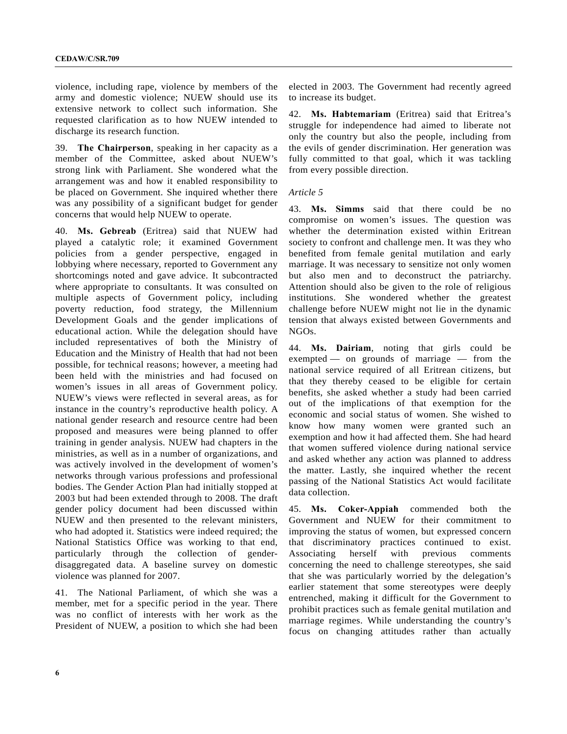violence, including rape, violence by members of the army and domestic violence; NUEW should use its extensive network to collect such information. She requested clarification as to how NUEW intended to discharge its research function.

39. **The Chairperson**, speaking in her capacity as a member of the Committee, asked about NUEW's strong link with Parliament. She wondered what the arrangement was and how it enabled responsibility to be placed on Government. She inquired whether there was any possibility of a significant budget for gender concerns that would help NUEW to operate.

40. **Ms. Gebreab** (Eritrea) said that NUEW had played a catalytic role; it examined Government policies from a gender perspective, engaged in lobbying where necessary, reported to Government any shortcomings noted and gave advice. It subcontracted where appropriate to consultants. It was consulted on multiple aspects of Government policy, including poverty reduction, food strategy, the Millennium Development Goals and the gender implications of educational action. While the delegation should have included representatives of both the Ministry of Education and the Ministry of Health that had not been possible, for technical reasons; however, a meeting had been held with the ministries and had focused on women's issues in all areas of Government policy. NUEW's views were reflected in several areas, as for instance in the country's reproductive health policy. A national gender research and resource centre had been proposed and measures were being planned to offer training in gender analysis. NUEW had chapters in the ministries, as well as in a number of organizations, and was actively involved in the development of women's networks through various professions and professional bodies. The Gender Action Plan had initially stopped at 2003 but had been extended through to 2008. The draft gender policy document had been discussed within NUEW and then presented to the relevant ministers, who had adopted it. Statistics were indeed required; the National Statistics Office was working to that end, particularly through the collection of gender-disaggregated data. A baseline survey on domestic violence was planned for 2007.

41. The National Parliament, of which she was a member, met for a specific period in the year. There was no conflict of interests with her work as the President of NUEW, a position to which she had been elected in 2003. The Government had recently agreed to increase its budget.

42. **Ms. Habtemariam** (Eritrea) said that Eritrea's struggle for independence had aimed to liberate not only the country but also the people, including from the evils of gender discrimination. Her generation was fully committed to that goal, which it was tackling from every possible direction.

*Article 5*

43. **Ms. Simms** said that there could be no compromise on women's issues. The question was whether the determination existed within Eritrean society to confront and challenge men. It was they who benefited from female genital mutilation and early marriage. It was necessary to sensitize not only women but also men and to deconstruct the patriarchy. Attention should also be given to the role of religious institutions. She wondered whether the greatest challenge before NUEW might not lie in the dynamic tension that always existed between Governments and NGOs.

44. **Ms. Dairiam**, noting that girls could be exempted — on grounds of marriage — from the national service required of all Eritrean citizens, but that they thereby ceased to be eligible for certain benefits, she asked whether a study had been carried out of the implications of that exemption for the economic and social status of women. She wished to know how many women were granted such an exemption and how it had affected them. She had heard that women suffered violence during national service and asked whether any action was planned to address the matter. Lastly, she inquired whether the recent passing of the National Statistics Act would facilitate data collection.

45. **Ms. Coker-Appiah** commended both the Government and NUEW for their commitment to improving the status of women, but expressed concern that discriminatory practices continued to exist. Associating herself with previous comments concerning the need to challenge stereotypes, she said that she was particularly worried by the delegation's earlier statement that some stereotypes were deeply entrenched, making it difficult for the Government to prohibit practices such as female genital mutilation and marriage regimes. While understanding the country's focus on changing attitudes rather than actually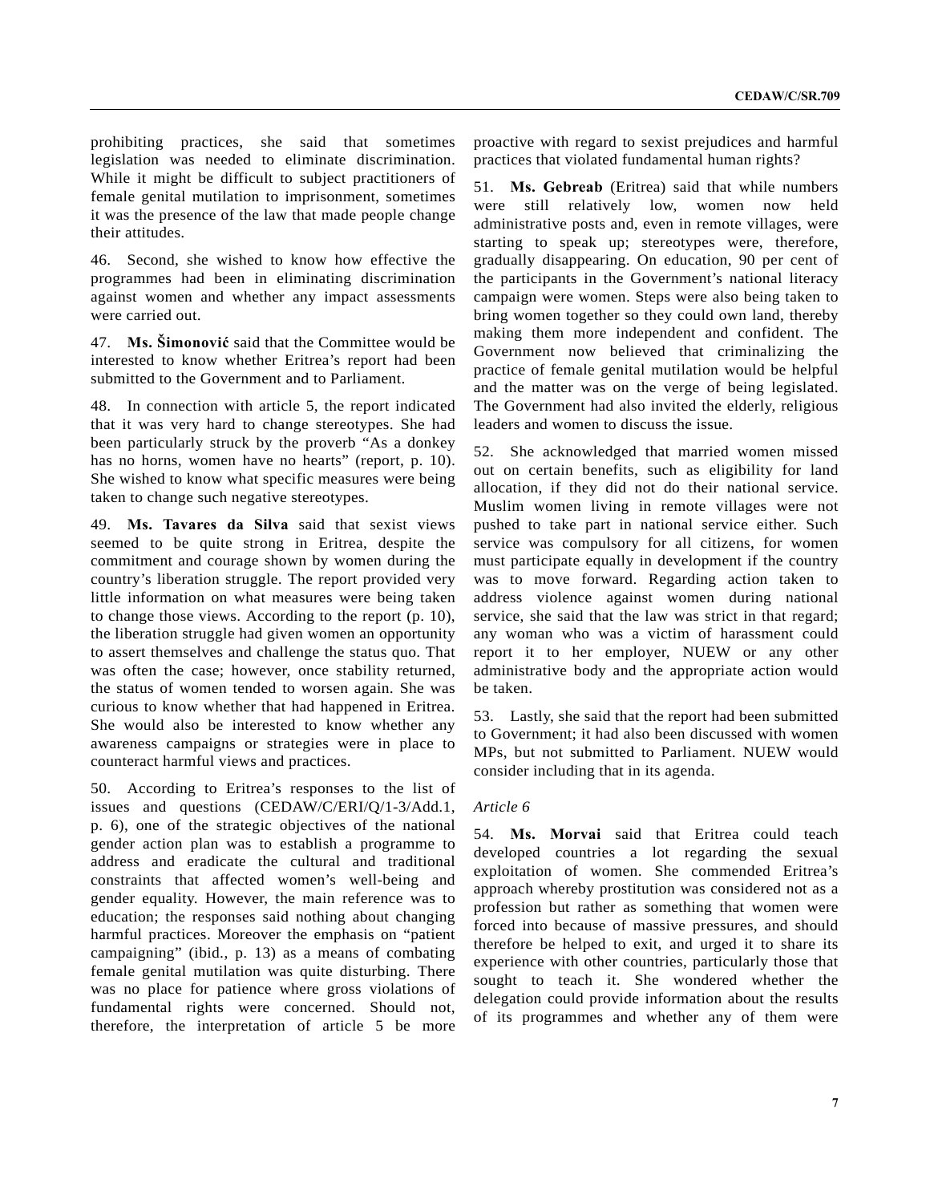prohibiting practices, she said that sometimes legislation was needed to eliminate discrimination. While it might be difficult to subject practitioners of female genital mutilation to imprisonment, sometimes it was the presence of the law that made people change their attitudes.

46. Second, she wished to know how effective the programmes had been in eliminating discrimination against women and whether any impact assessments were carried out.

47. **Ms. Šimonović** said that the Committee would be interested to know whether Eritrea's report had been submitted to the Government and to Parliament.

48. In connection with article 5, the report indicated that it was very hard to change stereotypes. She had been particularly struck by the proverb "As a donkey has no horns, women have no hearts" (report, p. 10). She wished to know what specific measures were being taken to change such negative stereotypes.

49. **Ms. Tavares da Silva** said that sexist views seemed to be quite strong in Eritrea, despite the commitment and courage shown by women during the country's liberation struggle. The report provided very little information on what measures were being taken to change those views. According to the report (p. 10), the liberation struggle had given women an opportunity to assert themselves and challenge the status quo. That was often the case; however, once stability returned, the status of women tended to worsen again. She was curious to know whether that had happened in Eritrea. She would also be interested to know whether any awareness campaigns or strategies were in place to counteract harmful views and practices.

50. According to Eritrea's responses to the list of issues and questions (CEDAW/C/ERI/Q/1-3/Add.1, p. 6), one of the strategic objectives of the national gender action plan was to establish a programme to address and eradicate the cultural and traditional constraints that affected women's well-being and gender equality. However, the main reference was to education; the responses said nothing about changing harmful practices. Moreover the emphasis on "patient campaigning" (ibid., p. 13) as a means of combating female genital mutilation was quite disturbing. There was no place for patience where gross violations of fundamental rights were concerned. Should not, therefore, the interpretation of article 5 be more proactive with regard to sexist prejudices and harmful practices that violated fundamental human rights?

51. **Ms. Gebreab** (Eritrea) said that while numbers were still relatively low, women now held administrative posts and, even in remote villages, were starting to speak up; stereotypes were, therefore, gradually disappearing. On education, 90 per cent of the participants in the Government's national literacy campaign were women. Steps were also being taken to bring women together so they could own land, thereby making them more independent and confident. The Government now believed that criminalizing the practice of female genital mutilation would be helpful and the matter was on the verge of being legislated. The Government had also invited the elderly, religious leaders and women to discuss the issue.

52. She acknowledged that married women missed out on certain benefits, such as eligibility for land allocation, if they did not do their national service. Muslim women living in remote villages were not pushed to take part in national service either. Such service was compulsory for all citizens, for women must participate equally in development if the country was to move forward. Regarding action taken to address violence against women during national service, she said that the law was strict in that regard; any woman who was a victim of harassment could report it to her employer, NUEW or any other administrative body and the appropriate action would be taken.

53. Lastly, she said that the report had been submitted to Government; it had also been discussed with women MPs, but not submitted to Parliament. NUEW would consider including that in its agenda.

*Article 6*

54. **Ms. Morvai** said that Eritrea could teach developed countries a lot regarding the sexual exploitation of women. She commended Eritrea's approach whereby prostitution was considered not as a profession but rather as something that women were forced into because of massive pressures, and should therefore be helped to exit, and urged it to share its experience with other countries, particularly those that sought to teach it. She wondered whether the delegation could provide information about the results of its programmes and whether any of them were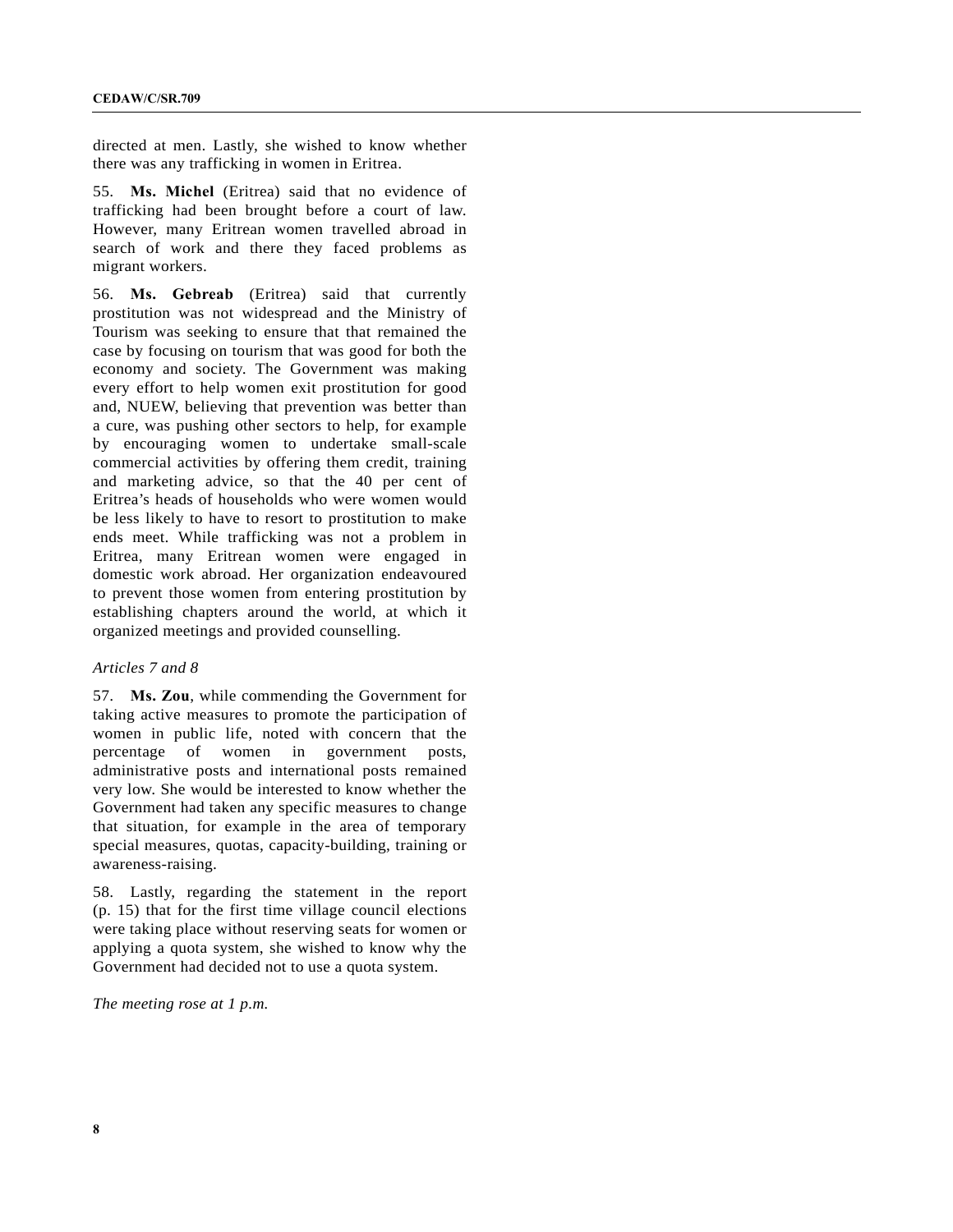directed at men. Lastly, she wished to know whether there was any trafficking in women in Eritrea.

55. **Ms. Michel** (Eritrea) said that no evidence of trafficking had been brought before a court of law. However, many Eritrean women travelled abroad in search of work and there they faced problems as migrant workers.

56. **Ms. Gebreab** (Eritrea) said that currently prostitution was not widespread and the Ministry of Tourism was seeking to ensure that that remained the case by focusing on tourism that was good for both the economy and society. The Government was making every effort to help women exit prostitution for good and, NUEW, believing that prevention was better than a cure, was pushing other sectors to help, for example by encouraging women to undertake small-scale commercial activities by offering them credit, training and marketing advice, so that the 40 per cent of Eritrea's heads of households who were women would be less likely to have to resort to prostitution to make ends meet. While trafficking was not a problem in Eritrea, many Eritrean women were engaged in domestic work abroad. Her organization endeavoured to prevent those women from entering prostitution by establishing chapters around the world, at which it organized meetings and provided counselling.

*Articles 7 and 8*

57. **Ms. Zou**, while commending the Government for taking active measures to promote the participation of women in public life, noted with concern that the percentage of women in government posts, administrative posts and international posts remained very low. She would be interested to know whether the Government had taken any specific measures to change that situation, for example in the area of temporary special measures, quotas, capacity-building, training or awareness-raising.

58. Lastly, regarding the statement in the report (p. 15) that for the first time village council elections were taking place without reserving seats for women or applying a quota system, she wished to know why the Government had decided not to use a quota system.

*The meeting rose at 1 p.m.*